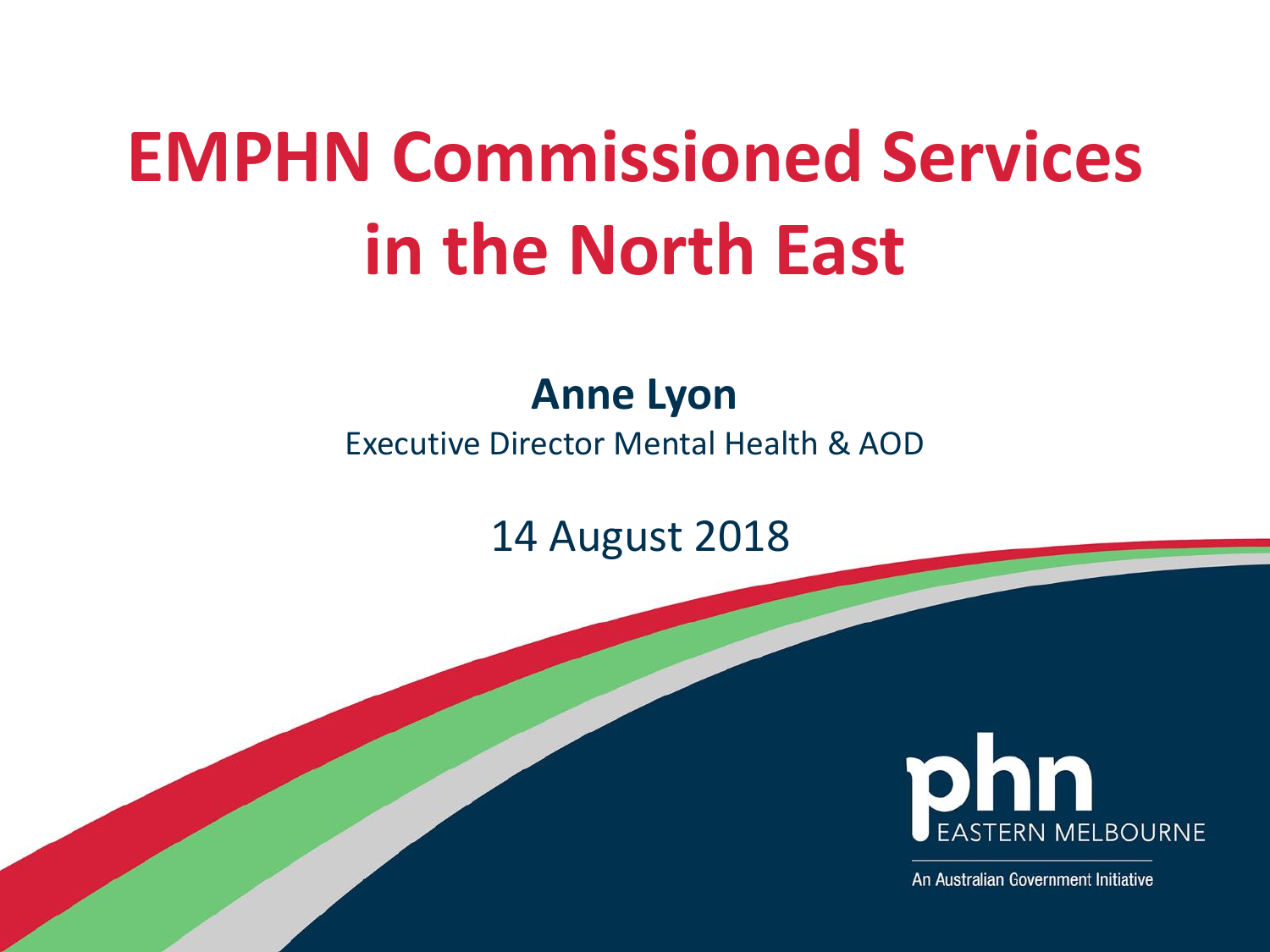# EMPHN Commissioned Services in the North East

**Anne Lyon**

Executive Director Mental Health & AOD

14 August 2018

phn EASTERN MELBOURNE

An Australian Government Initiative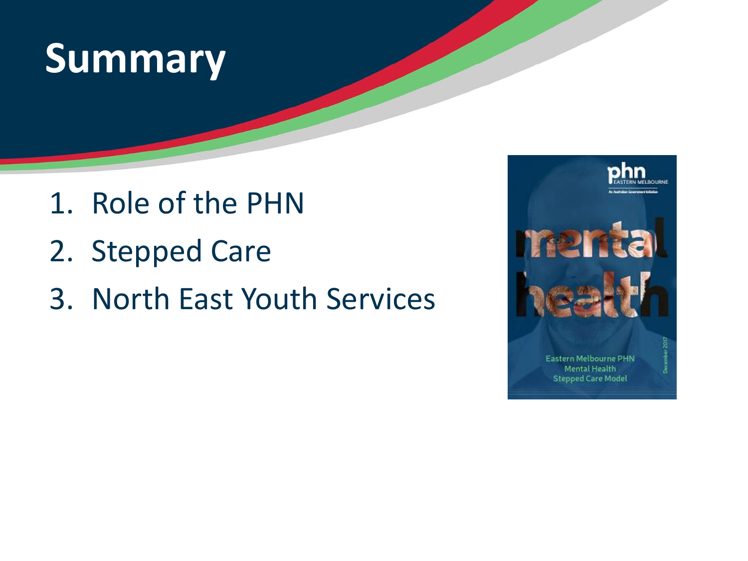# Summary

1. Role of the PHN
2. Stepped Care
3. North East Youth Services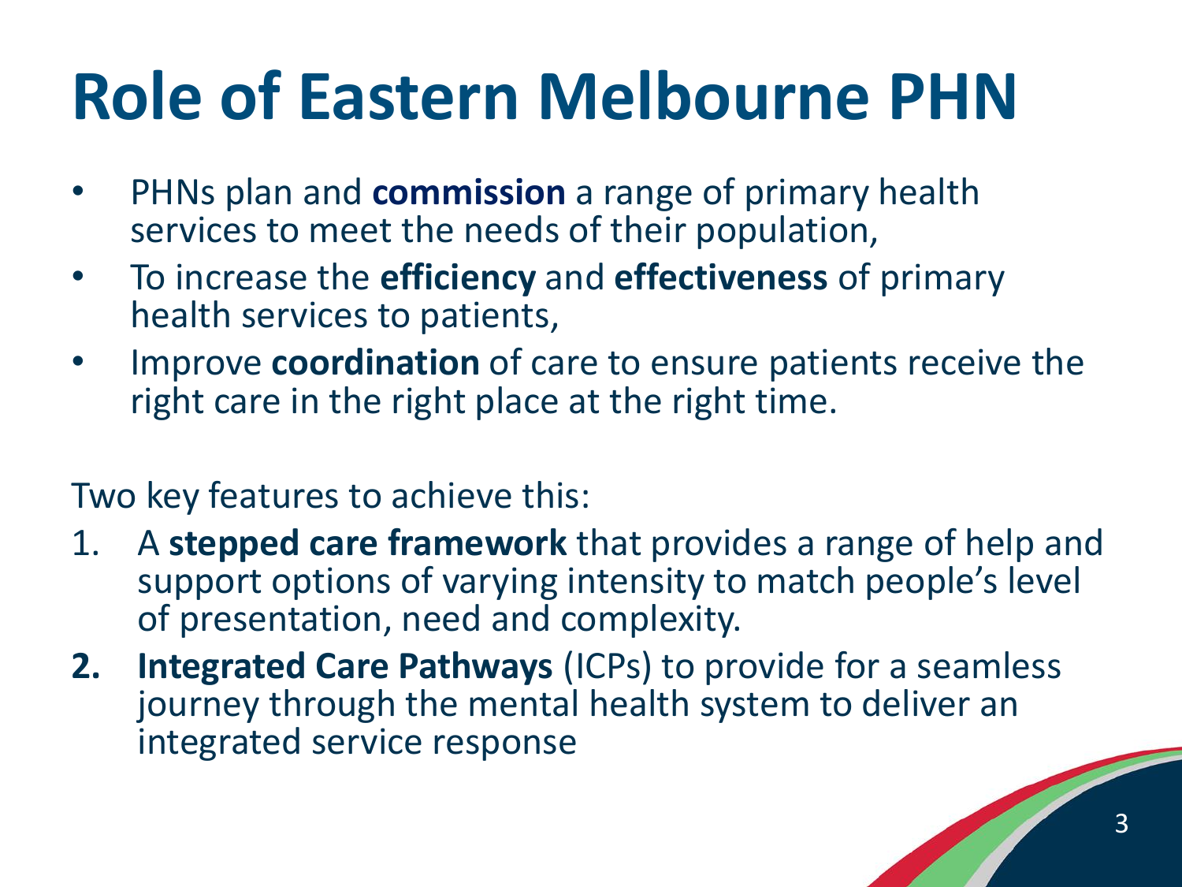# Role of Eastern Melbourne PHN

- PHNs plan and **commission** a range of primary health services to meet the needs of their population,
- To increase the **efficiency** and **effectiveness** of primary health services to patients,
- Improve **coordination** of care to ensure patients receive the right care in the right place at the right time.

Two key features to achieve this:

1. A **stepped care framework** that provides a range of help and support options of varying intensity to match people's level of presentation, need and complexity.
2. **Integrated Care Pathways** (ICPs) to provide for a seamless journey through the mental health system to deliver an integrated service response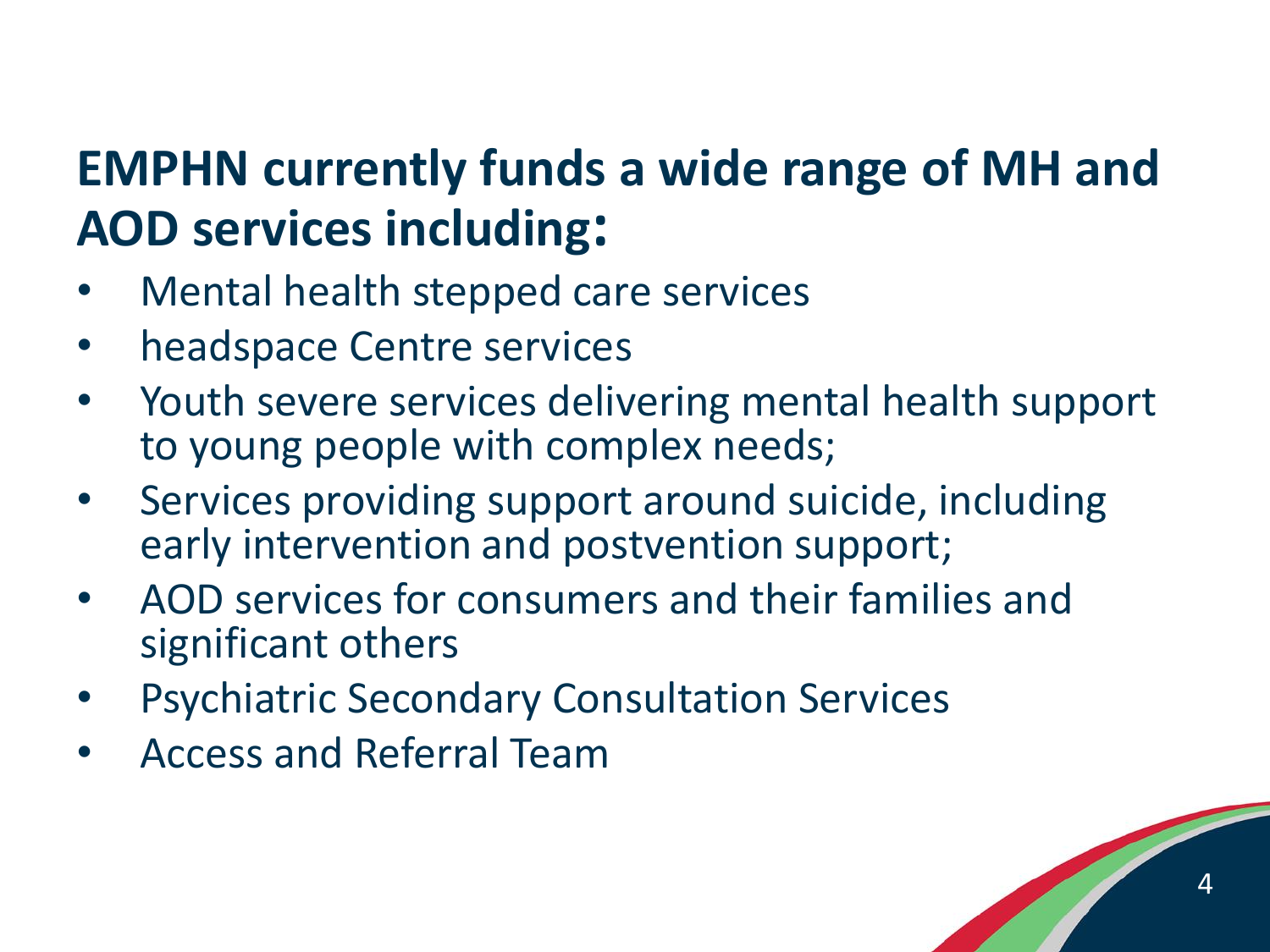## EMPHN currently funds a wide range of MH and AOD services including:

- Mental health stepped care services
- headspace Centre services
- Youth severe services delivering mental health support to young people with complex needs;
- Services providing support around suicide, including early intervention and postvention support;
- AOD services for consumers and their families and significant others
- Psychiatric Secondary Consultation Services
- Access and Referral Team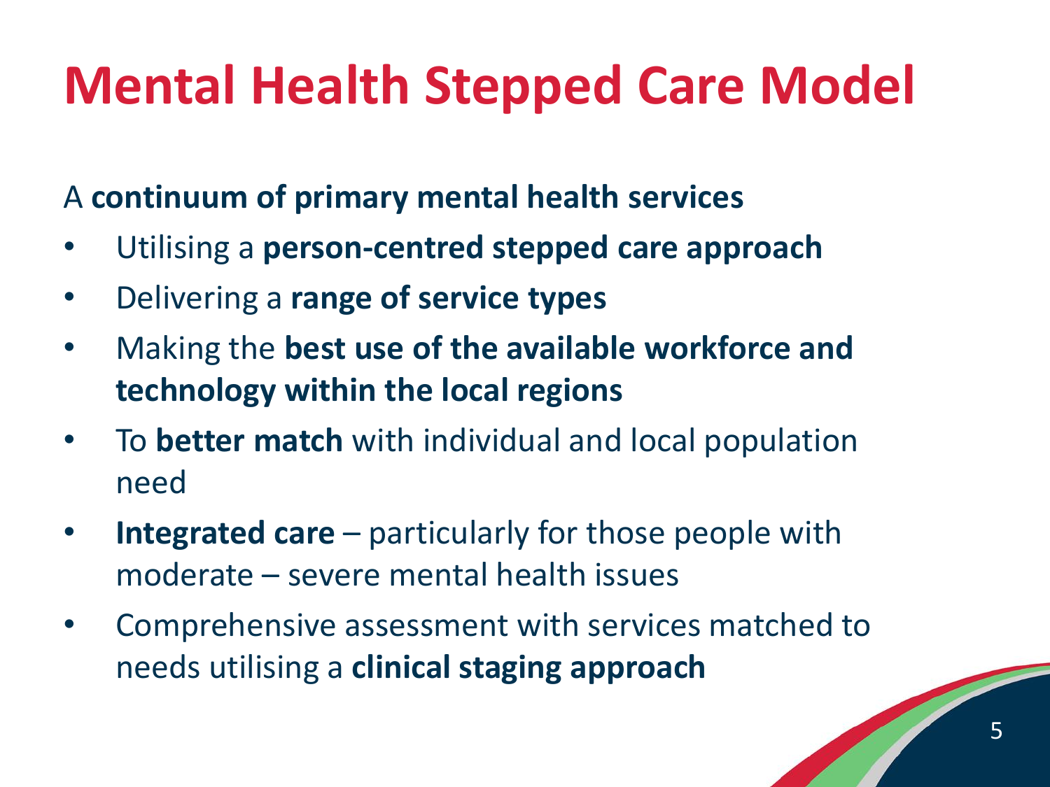# Mental Health Stepped Care Model

A **continuum of primary mental health services**

- Utilising a **person-centred stepped care approach**
- Delivering a **range of service types**
- Making the **best use of the available workforce and technology within the local regions**
- To **better match** with individual and local population need
- **Integrated care** – particularly for those people with moderate – severe mental health issues
- Comprehensive assessment with services matched to needs utilising a **clinical staging approach**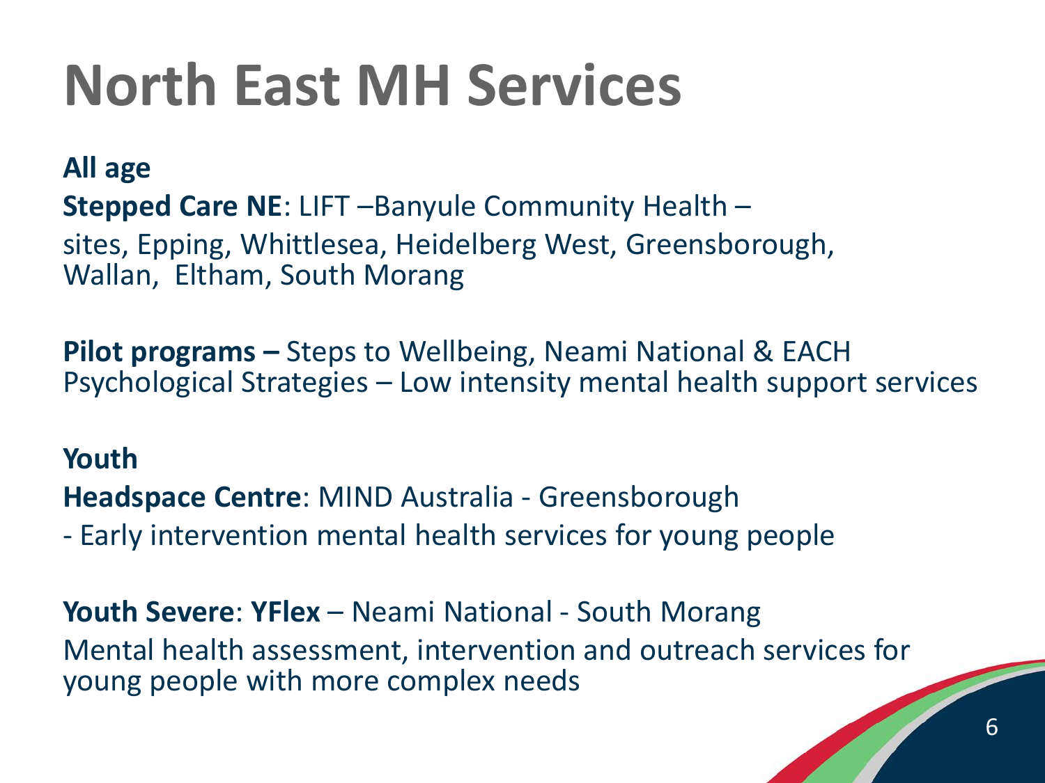# North East MH Services

**All age**

**Stepped Care NE**: LIFT –Banyule Community Health – sites, Epping, Whittlesea, Heidelberg West, Greensborough, Wallan, Eltham, South Morang

**Pilot programs –** Steps to Wellbeing, Neami National & EACH Psychological Strategies – Low intensity mental health support services

**Youth**

**Headspace Centre**: MIND Australia - Greensborough

- Early intervention mental health services for young people

**Youth Severe**: **YFlex** – Neami National - South Morang

Mental health assessment, intervention and outreach services for young people with more complex needs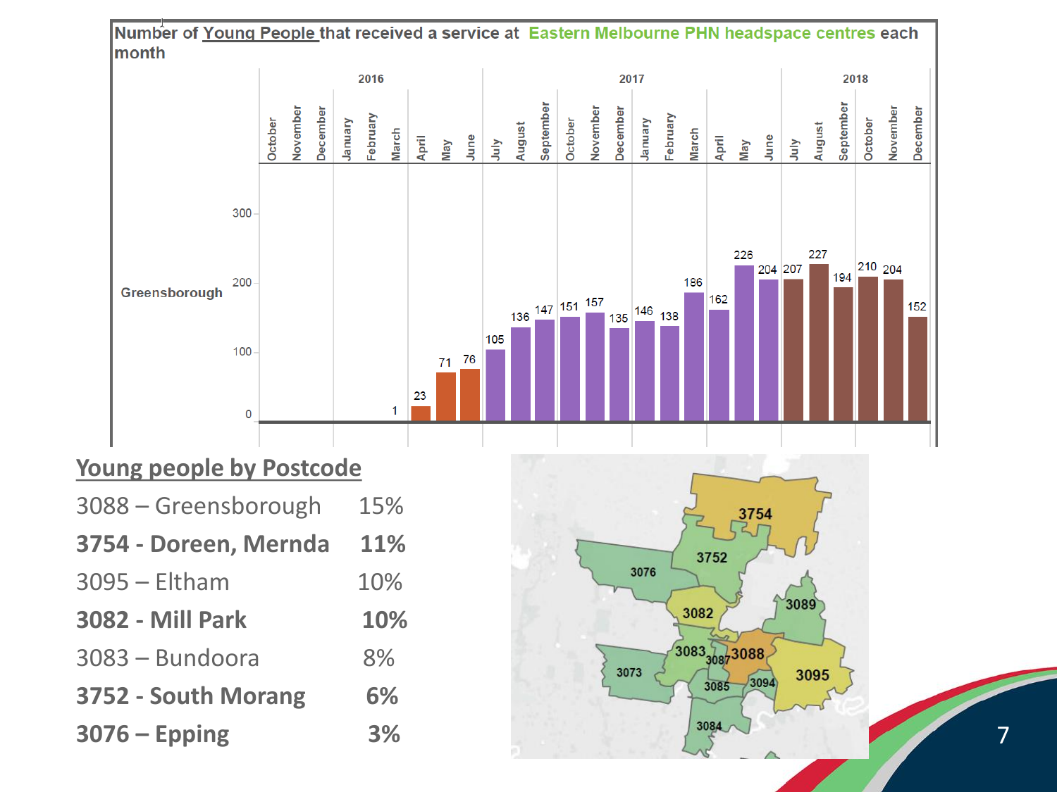Number of Young People that received a service at Eastern Melbourne PHN headspace centres each month

Greensborough

| Year | Month | Count |
|---|---|---|
| 2016 | October | |
| | November | |
| | December | |
| | January | |
| | February | |
| | March | 1 |
| | April | 23 |
| | May | 71 |
| | June | 76 |
| 2017 | July | 105 |
| | August | 136 |
| | September | 147 |
| | October | 151 |
| | November | 157 |
| | December | 135 |
| | January | 146 |
| | February | 138 |
| | March | 186 |
| | April | 162 |
| | May | 226 |
| | June | 204 |
| 2018 | July | 207 |
| | August | 227 |
| | September | 194 |
| | October | 210 |
| | November | 204 |
| | December | 152 |

## Young people by Postcode

| | |
|---|---|
| 3088 – Greensborough | 15% |
| **3754 - Doreen, Mernda** | **11%** |
| 3095 – Eltham | 10% |
| **3082 - Mill Park** | **10%** |
| 3083 – Bundoora | 8% |
| **3752 - South Morang** | **6%** |
| **3076 – Epping** | **3%** |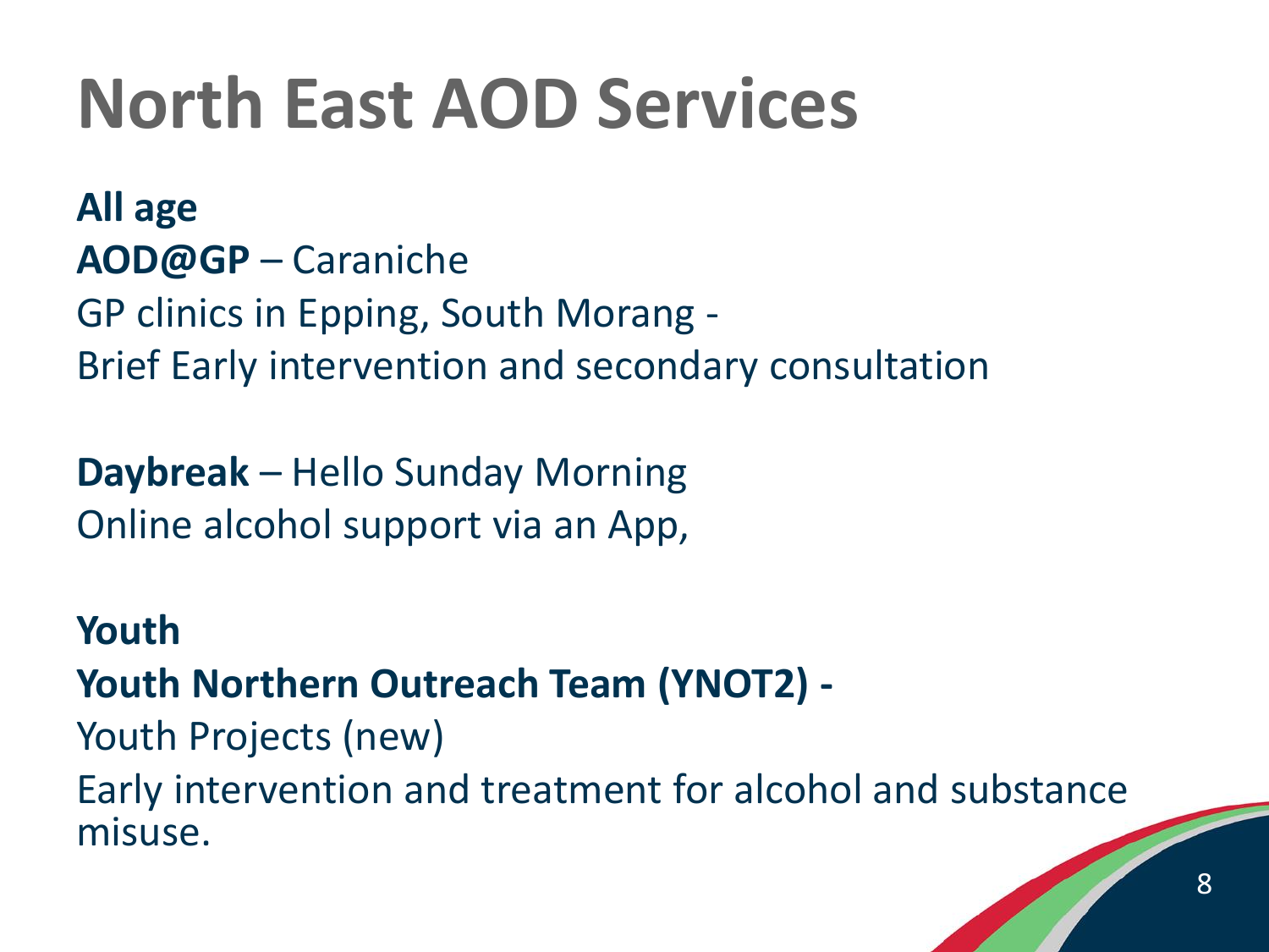# North East AOD Services

**All age**

**AOD@GP** – Caraniche

GP clinics in Epping, South Morang -

Brief Early intervention and secondary consultation

**Daybreak** – Hello Sunday Morning

Online alcohol support via an App,

**Youth**

**Youth Northern Outreach Team (YNOT2) -**

Youth Projects (new)

Early intervention and treatment for alcohol and substance misuse.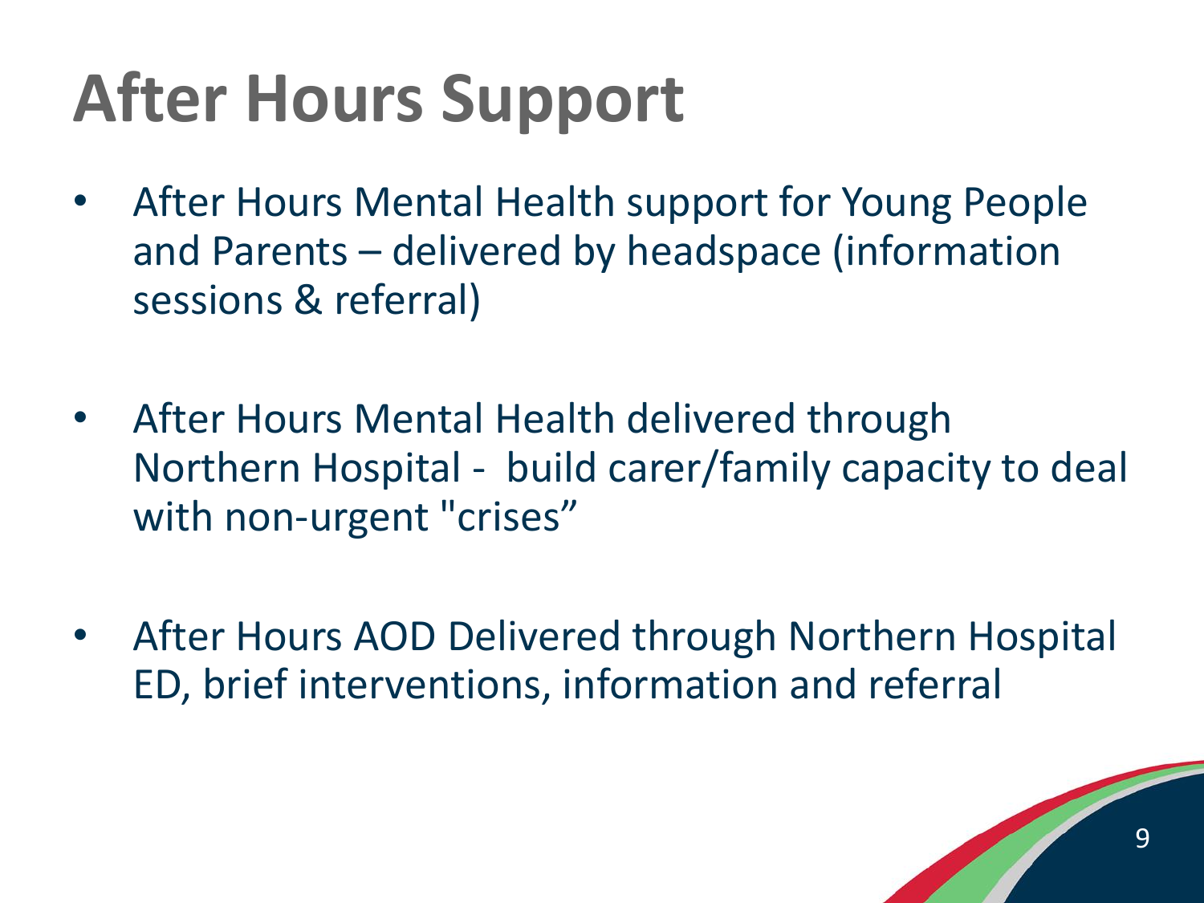# After Hours Support

- After Hours Mental Health support for Young People and Parents – delivered by headspace (information sessions & referral)

- After Hours Mental Health delivered through Northern Hospital - build carer/family capacity to deal with non-urgent "crises"

- After Hours AOD Delivered through Northern Hospital ED, brief interventions, information and referral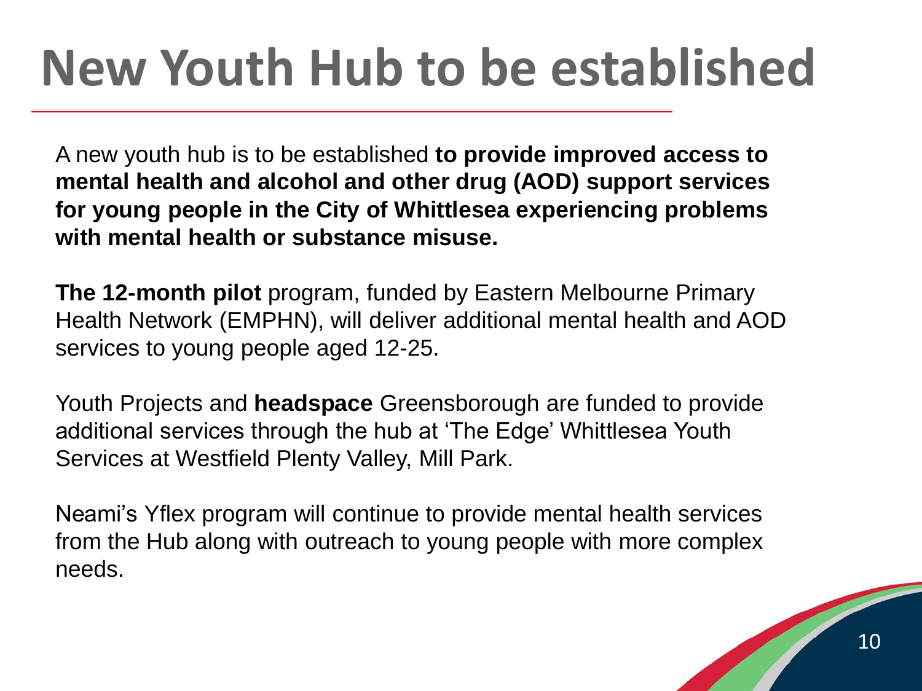# New Youth Hub to be established

A new youth hub is to be established **to provide improved access to mental health and alcohol and other drug (AOD) support services for young people in the City of Whittlesea experiencing problems with mental health or substance misuse.**

**The 12-month pilot** program, funded by Eastern Melbourne Primary Health Network (EMPHN), will deliver additional mental health and AOD services to young people aged 12-25.

Youth Projects and **headspace** Greensborough are funded to provide additional services through the hub at 'The Edge' Whittlesea Youth Services at Westfield Plenty Valley, Mill Park.

Neami's Yflex program will continue to provide mental health services from the Hub along with outreach to young people with more complex needs.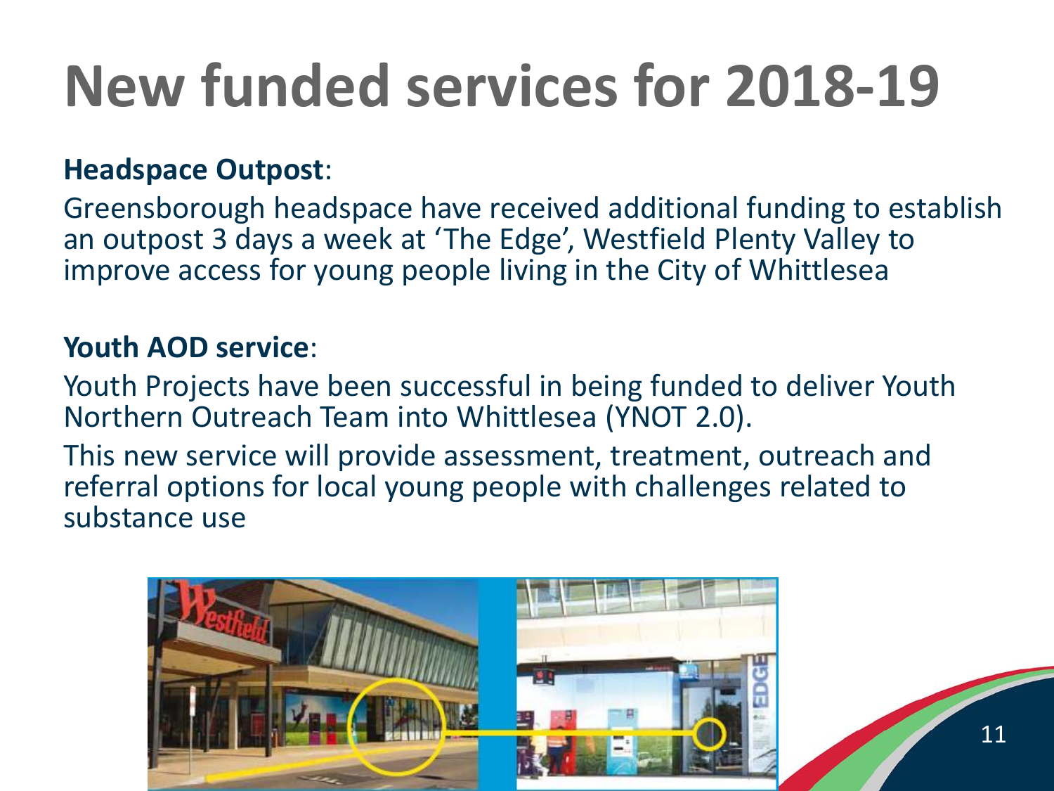# New funded services for 2018-19

**Headspace Outpost**:

Greensborough headspace have received additional funding to establish an outpost 3 days a week at 'The Edge', Westfield Plenty Valley to improve access for young people living in the City of Whittlesea

**Youth AOD service**:

Youth Projects have been successful in being funded to deliver Youth Northern Outreach Team into Whittlesea (YNOT 2.0).

This new service will provide assessment, treatment, outreach and referral options for local young people with challenges related to substance use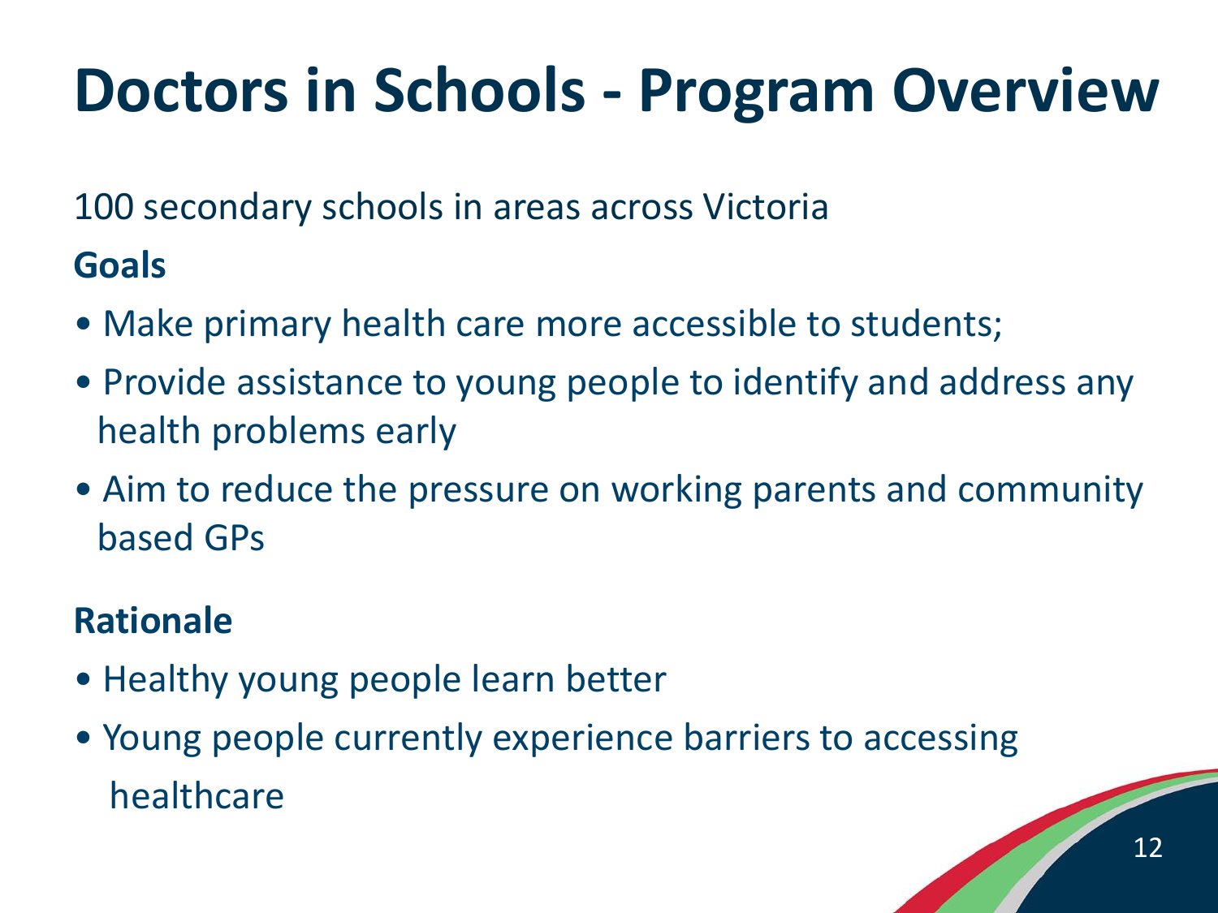# Doctors in Schools - Program Overview

100 secondary schools in areas across Victoria

**Goals**

- Make primary health care more accessible to students;
- Provide assistance to young people to identify and address any health problems early
- Aim to reduce the pressure on working parents and community based GPs

**Rationale**

- Healthy young people learn better
- Young people currently experience barriers to accessing healthcare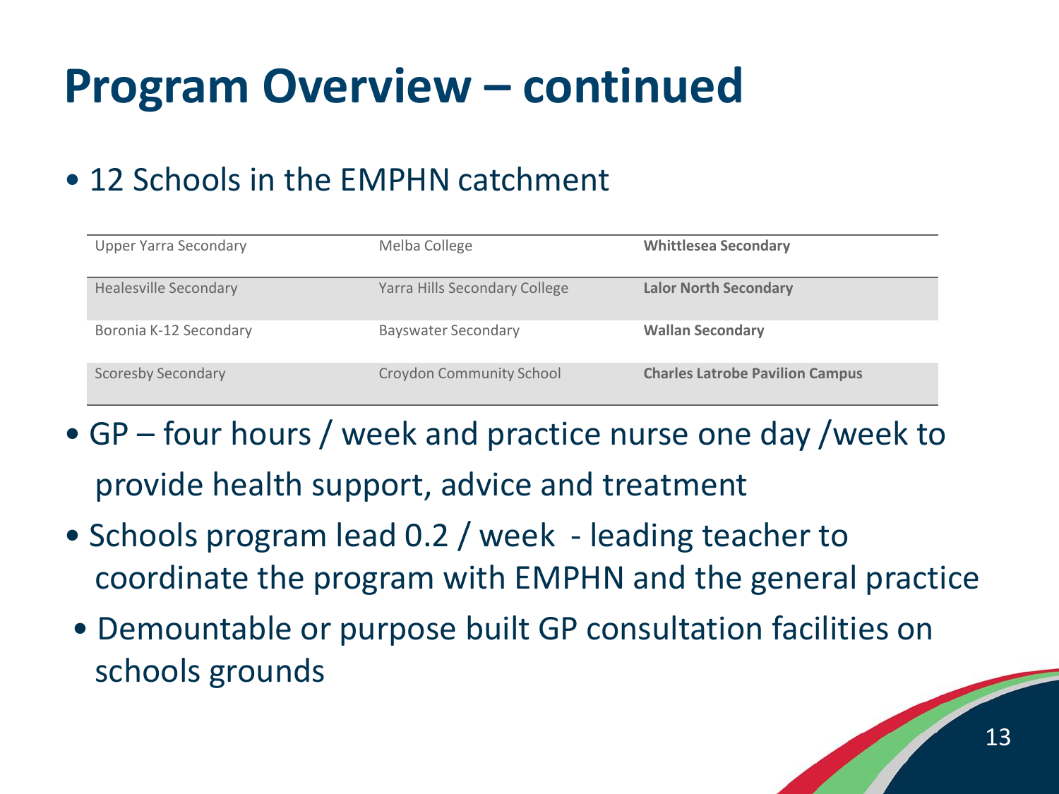# Program Overview – continued

- 12 Schools in the EMPHN catchment

| | | |
|---|---|---|
| Upper Yarra Secondary | Melba College | **Whittlesea Secondary** |
| Healesville Secondary | Yarra Hills Secondary College | **Lalor North Secondary** |
| Boronia K-12 Secondary | Bayswater Secondary | **Wallan Secondary** |
| Scoresby Secondary | Croydon Community School | **Charles Latrobe Pavilion Campus** |

- GP – four hours / week and practice nurse one day /week to provide health support, advice and treatment
- Schools program lead 0.2 / week - leading teacher to coordinate the program with EMPHN and the general practice
- Demountable or purpose built GP consultation facilities on schools grounds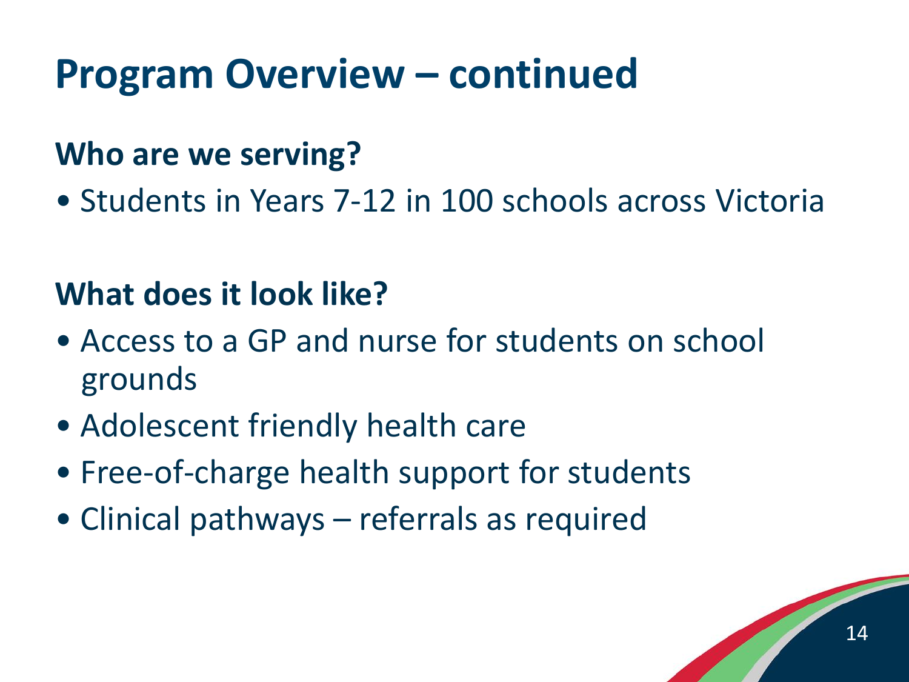# Program Overview – continued

## Who are we serving?

- Students in Years 7-12 in 100 schools across Victoria

## What does it look like?

- Access to a GP and nurse for students on school grounds
- Adolescent friendly health care
- Free-of-charge health support for students
- Clinical pathways – referrals as required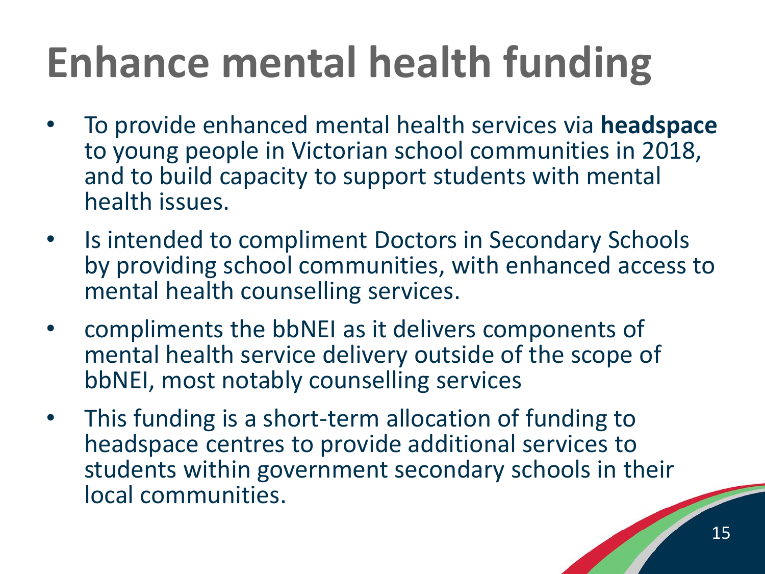# Enhance mental health funding

- To provide enhanced mental health services via **headspace** to young people in Victorian school communities in 2018, and to build capacity to support students with mental health issues.
- Is intended to compliment Doctors in Secondary Schools by providing school communities, with enhanced access to mental health counselling services.
- compliments the bbNEI as it delivers components of mental health service delivery outside of the scope of bbNEI, most notably counselling services
- This funding is a short-term allocation of funding to headspace centres to provide additional services to students within government secondary schools in their local communities.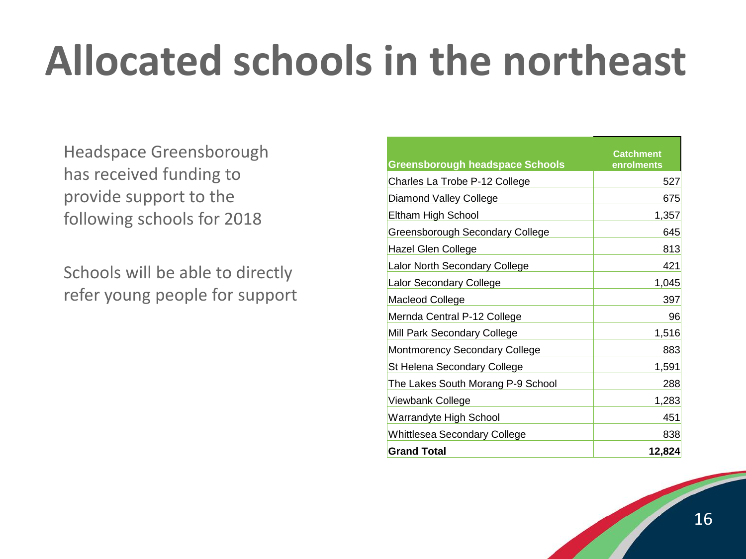# Allocated schools in the northeast

Headspace Greensborough has received funding to provide support to the following schools for 2018

Schools will be able to directly refer young people for support

| Greensborough headspace Schools | Catchment enrolments |
|---|---|
| Charles La Trobe P-12 College | 527 |
| Diamond Valley College | 675 |
| Eltham High School | 1,357 |
| Greensborough Secondary College | 645 |
| Hazel Glen College | 813 |
| Lalor North Secondary College | 421 |
| Lalor Secondary College | 1,045 |
| Macleod College | 397 |
| Mernda Central P-12 College | 96 |
| Mill Park Secondary College | 1,516 |
| Montmorency Secondary College | 883 |
| St Helena Secondary College | 1,591 |
| The Lakes South Morang P-9 School | 288 |
| Viewbank College | 1,283 |
| Warrandyte High School | 451 |
| Whittlesea Secondary College | 838 |
| **Grand Total** | **12,824** |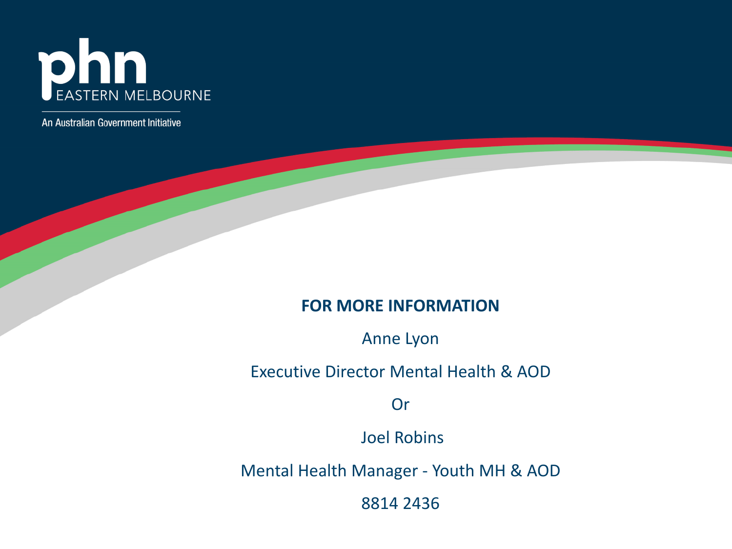phn EASTERN MELBOURNE

An Australian Government Initiative

**FOR MORE INFORMATION**

Anne Lyon

Executive Director Mental Health & AOD

Or

Joel Robins

Mental Health Manager - Youth MH & AOD

8814 2436